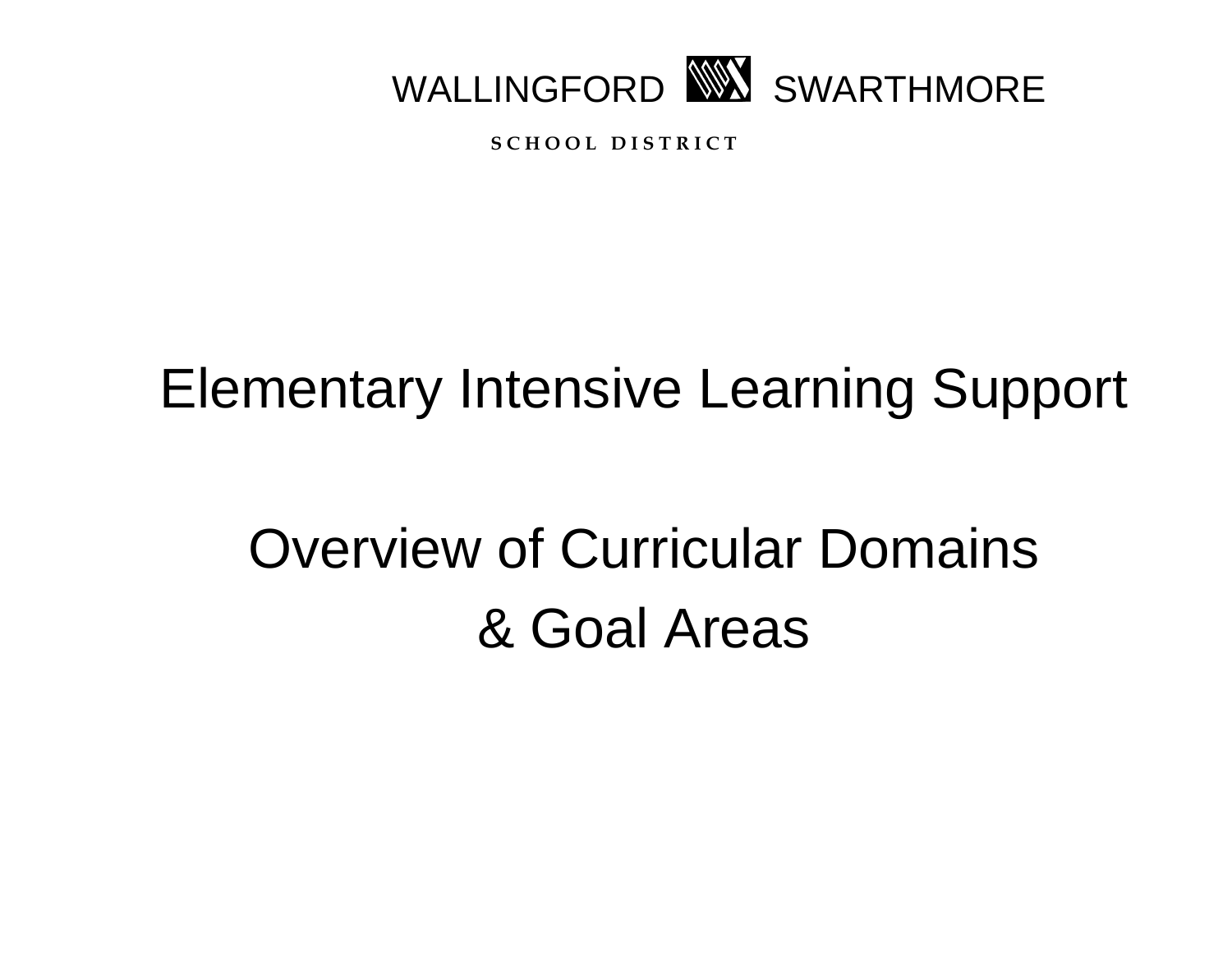WALLINGFORD SWARTHMORE

SCHOOL DISTRICT

# Elementary Intensive Learning Support

## Overview of Curricular Domains & Goal Areas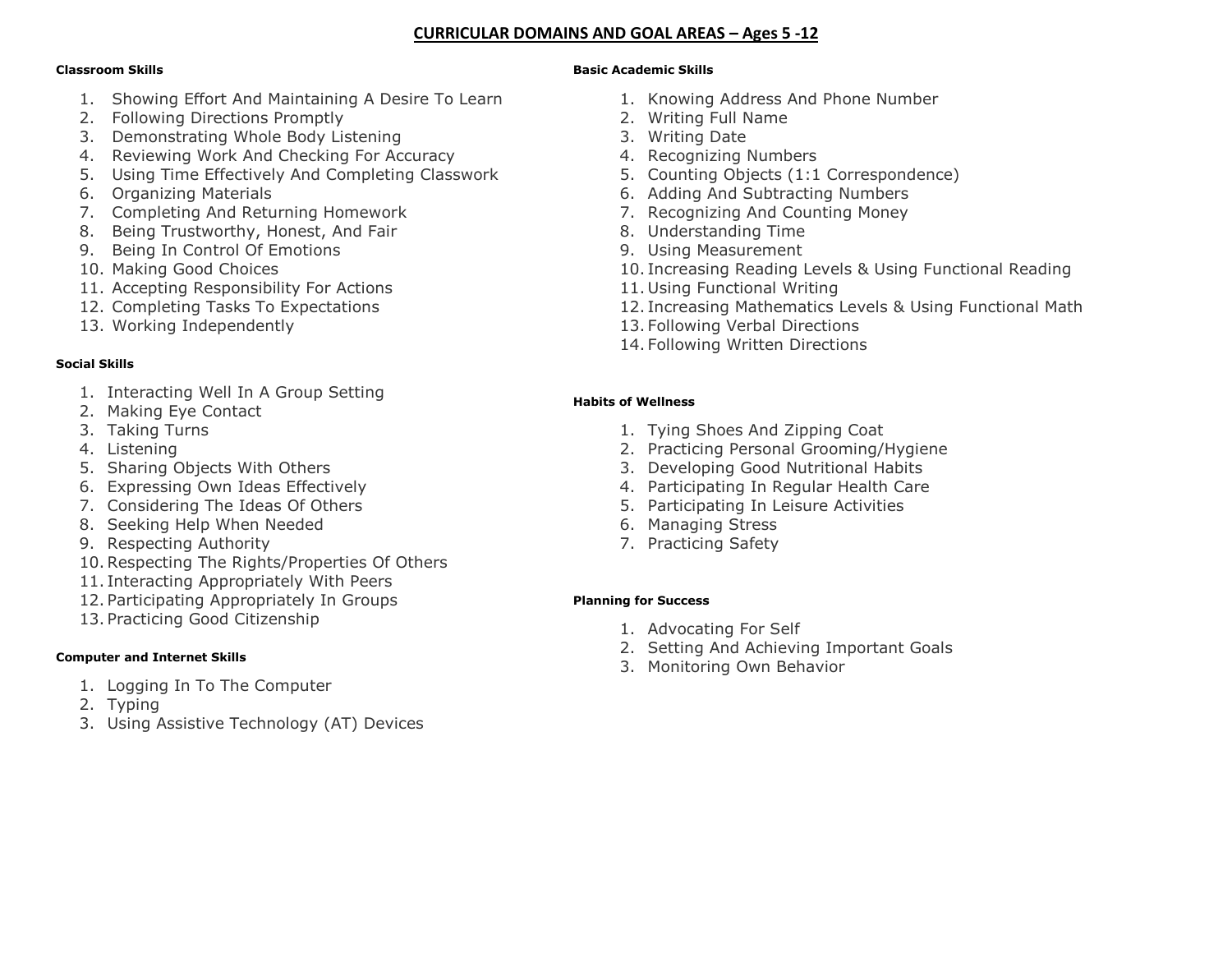# CURRICULAR DOMAINS AND GOAL AREAS – Ages 5 -12

**Classroom Skills**

1. Showing Effort And Maintaining A Desire To Learn
2. Following Directions Promptly
3. Demonstrating Whole Body Listening
4. Reviewing Work And Checking For Accuracy
5. Using Time Effectively And Completing Classwork
6. Organizing Materials
7. Completing And Returning Homework
8. Being Trustworthy, Honest, And Fair
9. Being In Control Of Emotions
10. Making Good Choices
11. Accepting Responsibility For Actions
12. Completing Tasks To Expectations
13. Working Independently

**Social Skills**

1. Interacting Well In A Group Setting
2. Making Eye Contact
3. Taking Turns
4. Listening
5. Sharing Objects With Others
6. Expressing Own Ideas Effectively
7. Considering The Ideas Of Others
8. Seeking Help When Needed
9. Respecting Authority
10. Respecting The Rights/Properties Of Others
11. Interacting Appropriately With Peers
12. Participating Appropriately In Groups
13. Practicing Good Citizenship

**Computer and Internet Skills**

1. Logging In To The Computer
2. Typing
3. Using Assistive Technology (AT) Devices

**Basic Academic Skills**

1. Knowing Address And Phone Number
2. Writing Full Name
3. Writing Date
4. Recognizing Numbers
5. Counting Objects (1:1 Correspondence)
6. Adding And Subtracting Numbers
7. Recognizing And Counting Money
8. Understanding Time
9. Using Measurement
10. Increasing Reading Levels & Using Functional Reading
11. Using Functional Writing
12. Increasing Mathematics Levels & Using Functional Math
13. Following Verbal Directions
14. Following Written Directions

**Habits of Wellness**

1. Tying Shoes And Zipping Coat
2. Practicing Personal Grooming/Hygiene
3. Developing Good Nutritional Habits
4. Participating In Regular Health Care
5. Participating In Leisure Activities
6. Managing Stress
7. Practicing Safety

**Planning for Success**

1. Advocating For Self
2. Setting And Achieving Important Goals
3. Monitoring Own Behavior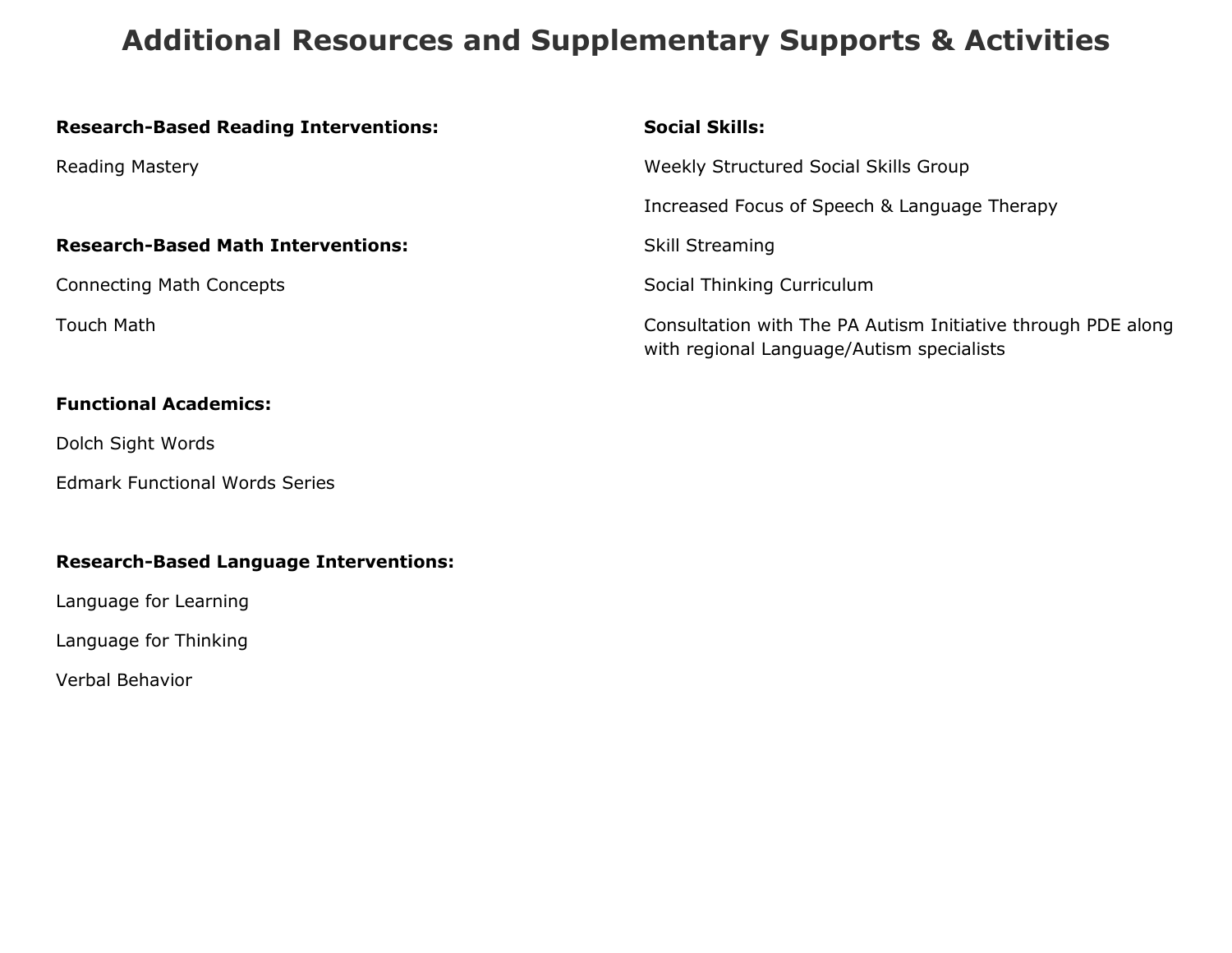# Additional Resources and Supplementary Supports & Activities

**Research-Based Reading Interventions:**

Reading Mastery

**Research-Based Math Interventions:**

Connecting Math Concepts

Touch Math

**Functional Academics:**

Dolch Sight Words

Edmark Functional Words Series

**Research-Based Language Interventions:**

Language for Learning

Language for Thinking

Verbal Behavior

**Social Skills:**

Weekly Structured Social Skills Group

Increased Focus of Speech & Language Therapy

Skill Streaming

Social Thinking Curriculum

Consultation with The PA Autism Initiative through PDE along with regional Language/Autism specialists